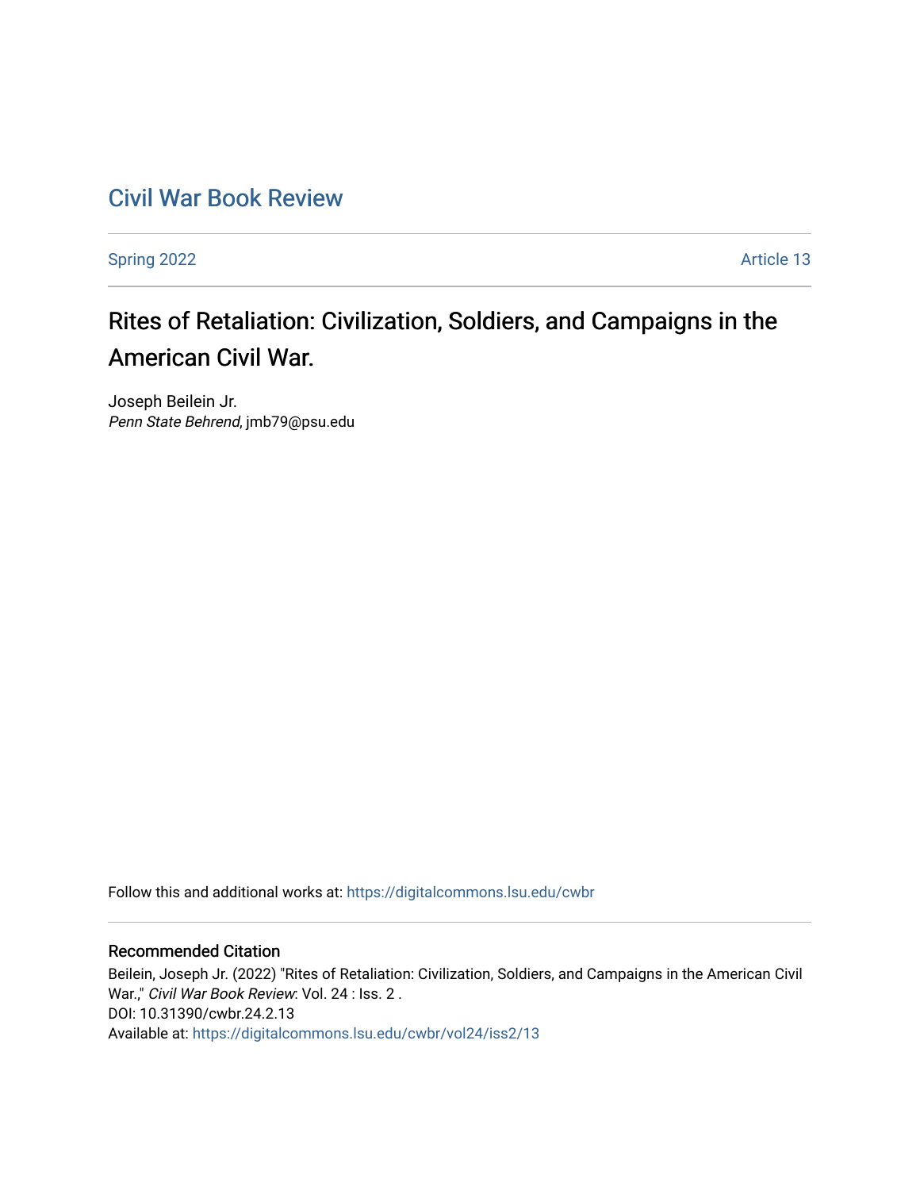# Civil War Book Review

Spring 2022 Article 13

## Rites of Retaliation: Civilization, Soldiers, and Campaigns in the American Civil War.

Joseph Beilein Jr.
*Penn State Behrend*, jmb79@psu.edu

Follow this and additional works at: https://digitalcommons.lsu.edu/cwbr

### Recommended Citation

Beilein, Joseph Jr. (2022) "Rites of Retaliation: Civilization, Soldiers, and Campaigns in the American Civil War.," *Civil War Book Review*: Vol. 24 : Iss. 2 .
DOI: 10.31390/cwbr.24.2.13
Available at: https://digitalcommons.lsu.edu/cwbr/vol24/iss2/13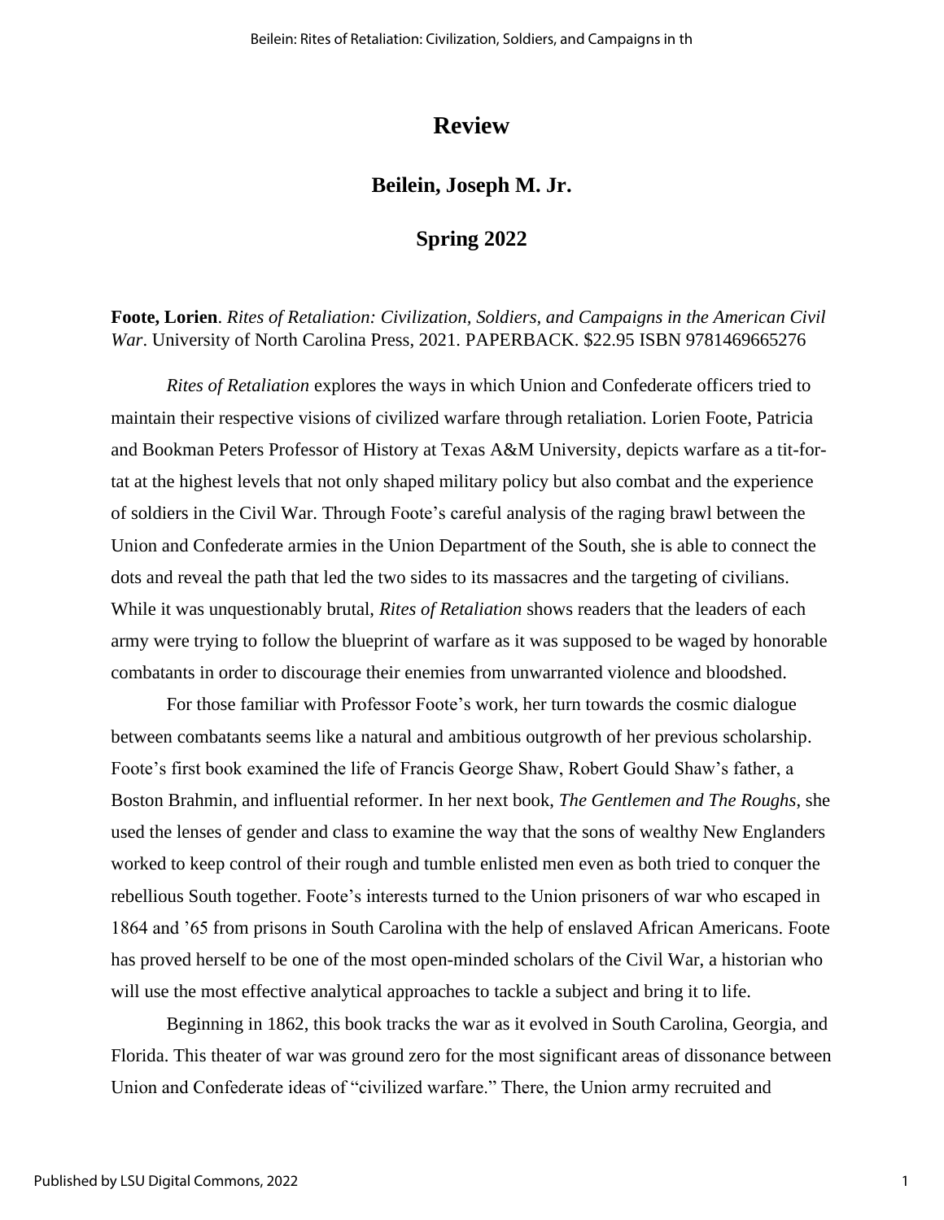# Review

## Beilein, Joseph M. Jr.

## Spring 2022

**Foote, Lorien**. *Rites of Retaliation: Civilization, Soldiers, and Campaigns in the American Civil War*. University of North Carolina Press, 2021. PAPERBACK. $22.95 ISBN 9781469665276

*Rites of Retaliation* explores the ways in which Union and Confederate officers tried to maintain their respective visions of civilized warfare through retaliation. Lorien Foote, Patricia and Bookman Peters Professor of History at Texas A&M University, depicts warfare as a tit-for-tat at the highest levels that not only shaped military policy but also combat and the experience of soldiers in the Civil War. Through Foote's careful analysis of the raging brawl between the Union and Confederate armies in the Union Department of the South, she is able to connect the dots and reveal the path that led the two sides to its massacres and the targeting of civilians. While it was unquestionably brutal, *Rites of Retaliation* shows readers that the leaders of each army were trying to follow the blueprint of warfare as it was supposed to be waged by honorable combatants in order to discourage their enemies from unwarranted violence and bloodshed.

For those familiar with Professor Foote's work, her turn towards the cosmic dialogue between combatants seems like a natural and ambitious outgrowth of her previous scholarship. Foote's first book examined the life of Francis George Shaw, Robert Gould Shaw's father, a Boston Brahmin, and influential reformer. In her next book, *The Gentlemen and The Roughs*, she used the lenses of gender and class to examine the way that the sons of wealthy New Englanders worked to keep control of their rough and tumble enlisted men even as both tried to conquer the rebellious South together. Foote's interests turned to the Union prisoners of war who escaped in 1864 and '65 from prisons in South Carolina with the help of enslaved African Americans. Foote has proved herself to be one of the most open-minded scholars of the Civil War, a historian who will use the most effective analytical approaches to tackle a subject and bring it to life.

Beginning in 1862, this book tracks the war as it evolved in South Carolina, Georgia, and Florida. This theater of war was ground zero for the most significant areas of dissonance between Union and Confederate ideas of "civilized warfare." There, the Union army recruited and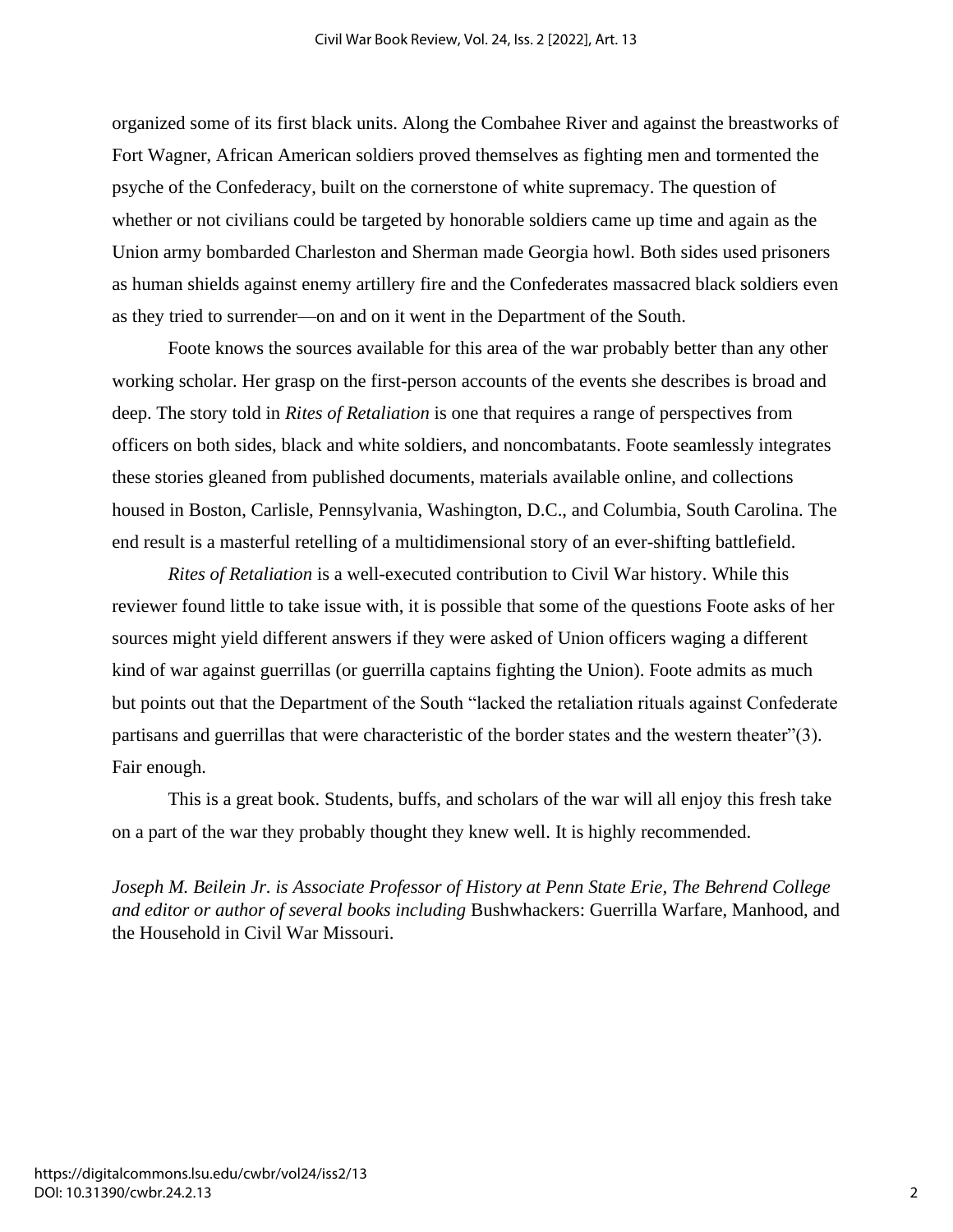organized some of its first black units. Along the Combahee River and against the breastworks of Fort Wagner, African American soldiers proved themselves as fighting men and tormented the psyche of the Confederacy, built on the cornerstone of white supremacy. The question of whether or not civilians could be targeted by honorable soldiers came up time and again as the Union army bombarded Charleston and Sherman made Georgia howl. Both sides used prisoners as human shields against enemy artillery fire and the Confederates massacred black soldiers even as they tried to surrender—on and on it went in the Department of the South.

Foote knows the sources available for this area of the war probably better than any other working scholar. Her grasp on the first-person accounts of the events she describes is broad and deep. The story told in *Rites of Retaliation* is one that requires a range of perspectives from officers on both sides, black and white soldiers, and noncombatants. Foote seamlessly integrates these stories gleaned from published documents, materials available online, and collections housed in Boston, Carlisle, Pennsylvania, Washington, D.C., and Columbia, South Carolina. The end result is a masterful retelling of a multidimensional story of an ever-shifting battlefield.

*Rites of Retaliation* is a well-executed contribution to Civil War history. While this reviewer found little to take issue with, it is possible that some of the questions Foote asks of her sources might yield different answers if they were asked of Union officers waging a different kind of war against guerrillas (or guerrilla captains fighting the Union). Foote admits as much but points out that the Department of the South "lacked the retaliation rituals against Confederate partisans and guerrillas that were characteristic of the border states and the western theater"(3). Fair enough.

This is a great book. Students, buffs, and scholars of the war will all enjoy this fresh take on a part of the war they probably thought they knew well. It is highly recommended.

*Joseph M. Beilein Jr. is Associate Professor of History at Penn State Erie, The Behrend College and editor or author of several books including* Bushwhackers: Guerrilla Warfare, Manhood, and the Household in Civil War Missouri.